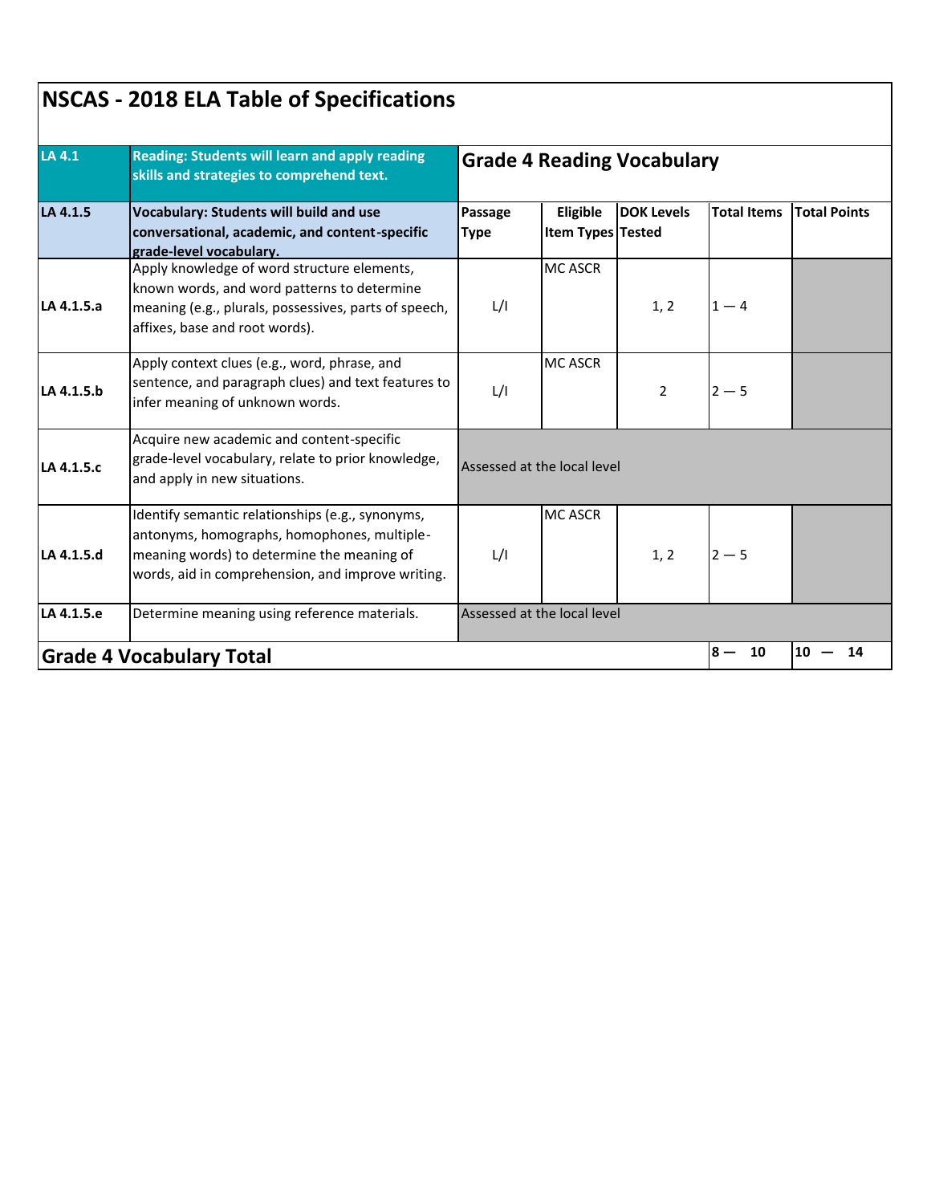# NSCAS - 2018 ELA Table of Specifications

| LA 4.1 | Reading: Students will learn and apply reading skills and strategies to comprehend text. | Grade 4 Reading Vocabulary | | | | |
|---|---|---|---|---|---|---|
| **LA 4.1.5** | **Vocabulary: Students will build and use conversational, academic, and content-specific grade-level vocabulary.** | **Passage Type** | **Eligible Item Types** | **DOK Levels Tested** | **Total Items** | **Total Points** |
| **LA 4.1.5.a** | Apply knowledge of word structure elements, known words, and word patterns to determine meaning (e.g., plurals, possessives, parts of speech, affixes, base and root words). | L/I | MC ASCR | 1, 2 | 1 — 4 | |
| **LA 4.1.5.b** | Apply context clues (e.g., word, phrase, and sentence, and paragraph clues) and text features to infer meaning of unknown words. | L/I | MC ASCR | 2 | 2 — 5 | |
| **LA 4.1.5.c** | Acquire new academic and content-specific grade-level vocabulary, relate to prior knowledge, and apply in new situations. | Assessed at the local level | | | | |
| **LA 4.1.5.d** | Identify semantic relationships (e.g., synonyms, antonyms, homographs, homophones, multiple-meaning words) to determine the meaning of words, aid in comprehension, and improve writing. | L/I | MC ASCR | 1, 2 | 2 — 5 | |
| **LA 4.1.5.e** | Determine meaning using reference materials. | Assessed at the local level | | | | |
| **Grade 4 Vocabulary Total** | | | | | **8 — 10** | **10 — 14** |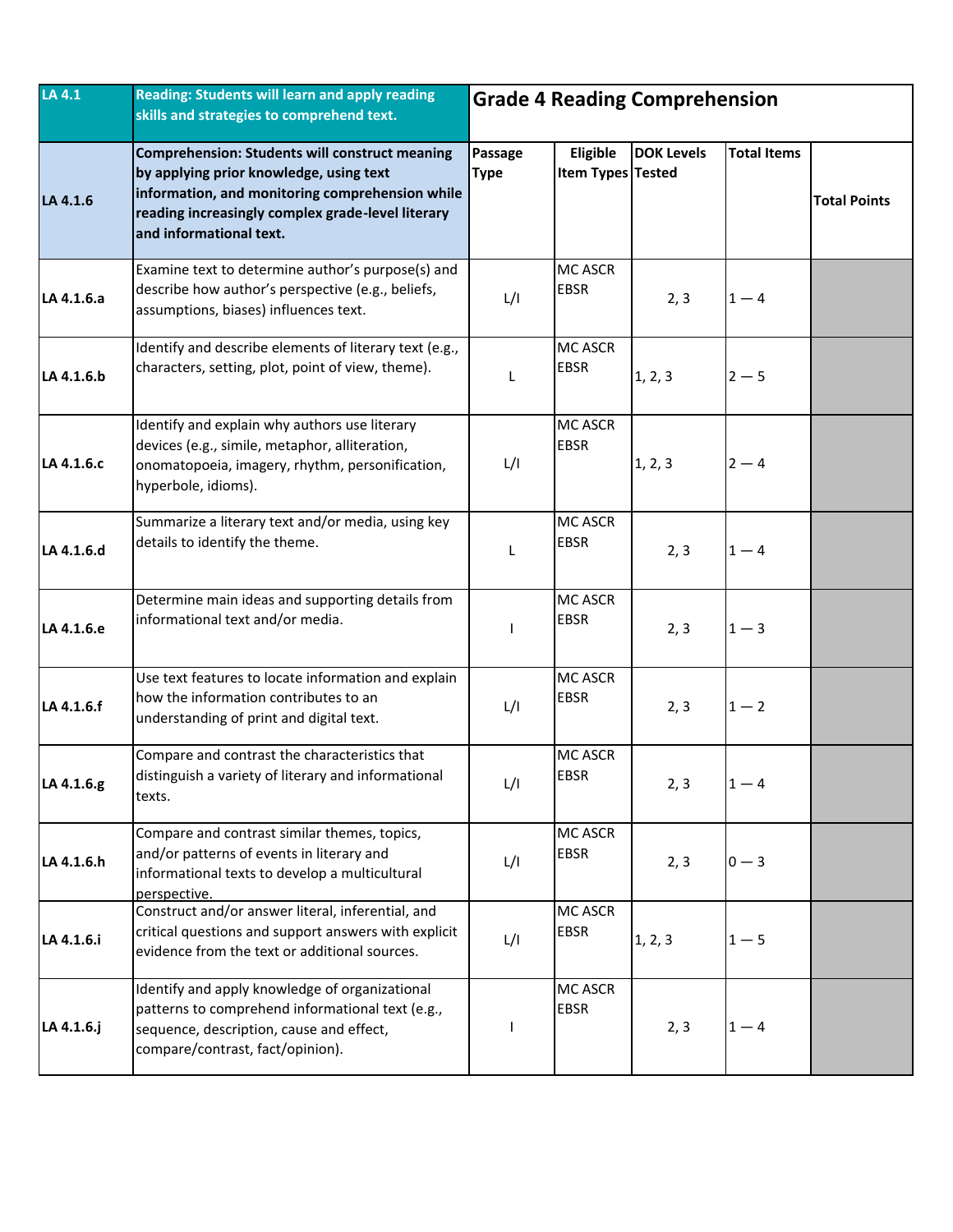| LA 4.1 | Reading: Students will learn and apply reading skills and strategies to comprehend text. | Grade 4 Reading Comprehension | | | | |
|---|---|---|---|---|---|---|
| **LA 4.1.6** | **Comprehension: Students will construct meaning by applying prior knowledge, using text information, and monitoring comprehension while reading increasingly complex grade-level literary and informational text.** | **Passage Type** | **Eligible Item Types** | **DOK Levels Tested** | **Total Items** | **Total Points** |
| **LA 4.1.6.a** | Examine text to determine author's purpose(s) and describe how author's perspective (e.g., beliefs, assumptions, biases) influences text. | L/I | MC ASCR EBSR | 2, 3 | 1 — 4 | |
| **LA 4.1.6.b** | Identify and describe elements of literary text (e.g., characters, setting, plot, point of view, theme). | L | MC ASCR EBSR | 1, 2, 3 | 2 — 5 | |
| **LA 4.1.6.c** | Identify and explain why authors use literary devices (e.g., simile, metaphor, alliteration, onomatopoeia, imagery, rhythm, personification, hyperbole, idioms). | L/I | MC ASCR EBSR | 1, 2, 3 | 2 — 4 | |
| **LA 4.1.6.d** | Summarize a literary text and/or media, using key details to identify the theme. | L | MC ASCR EBSR | 2, 3 | 1 — 4 | |
| **LA 4.1.6.e** | Determine main ideas and supporting details from informational text and/or media. | I | MC ASCR EBSR | 2, 3 | 1 — 3 | |
| **LA 4.1.6.f** | Use text features to locate information and explain how the information contributes to an understanding of print and digital text. | L/I | MC ASCR EBSR | 2, 3 | 1 — 2 | |
| **LA 4.1.6.g** | Compare and contrast the characteristics that distinguish a variety of literary and informational texts. | L/I | MC ASCR EBSR | 2, 3 | 1 — 4 | |
| **LA 4.1.6.h** | Compare and contrast similar themes, topics, and/or patterns of events in literary and informational texts to develop a multicultural perspective. | L/I | MC ASCR EBSR | 2, 3 | 0 — 3 | |
| **LA 4.1.6.i** | Construct and/or answer literal, inferential, and critical questions and support answers with explicit evidence from the text or additional sources. | L/I | MC ASCR EBSR | 1, 2, 3 | 1 — 5 | |
| **LA 4.1.6.j** | Identify and apply knowledge of organizational patterns to comprehend informational text (e.g., sequence, description, cause and effect, compare/contrast, fact/opinion). | I | MC ASCR EBSR | 2, 3 | 1 — 4 | |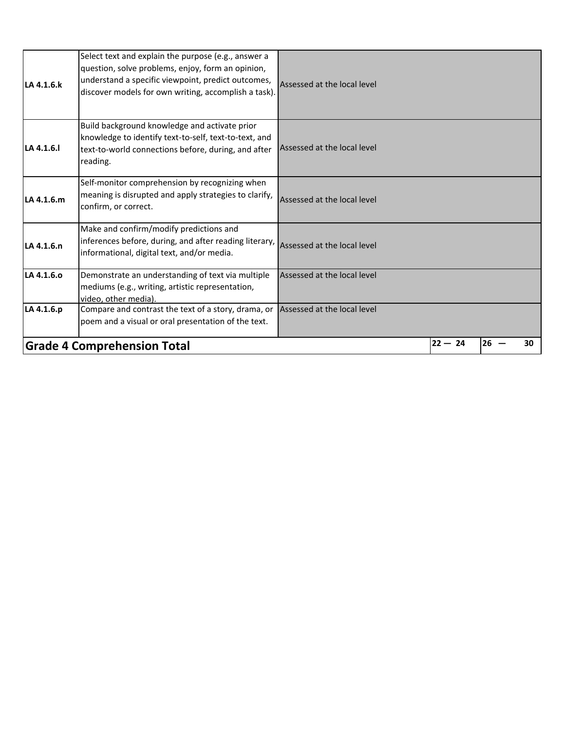| | | | | |
|---|---|---|---|---|
| **LA 4.1.6.k** | Select text and explain the purpose (e.g., answer a question, solve problems, enjoy, form an opinion, understand a specific viewpoint, predict outcomes, discover models for own writing, accomplish a task). | Assessed at the local level | | |
| **LA 4.1.6.l** | Build background knowledge and activate prior knowledge to identify text-to-self, text-to-text, and text-to-world connections before, during, and after reading. | Assessed at the local level | | |
| **LA 4.1.6.m** | Self-monitor comprehension by recognizing when meaning is disrupted and apply strategies to clarify, confirm, or correct. | Assessed at the local level | | |
| **LA 4.1.6.n** | Make and confirm/modify predictions and inferences before, during, and after reading literary, informational, digital text, and/or media. | Assessed at the local level | | |
| **LA 4.1.6.o** | Demonstrate an understanding of text via multiple mediums (e.g., writing, artistic representation, video, other media). | Assessed at the local level | | |
| **LA 4.1.6.p** | Compare and contrast the text of a story, drama, or poem and a visual or oral presentation of the text. | Assessed at the local level | | |
| **Grade 4 Comprehension Total** | | | **22 — 24** | **26 — 30** |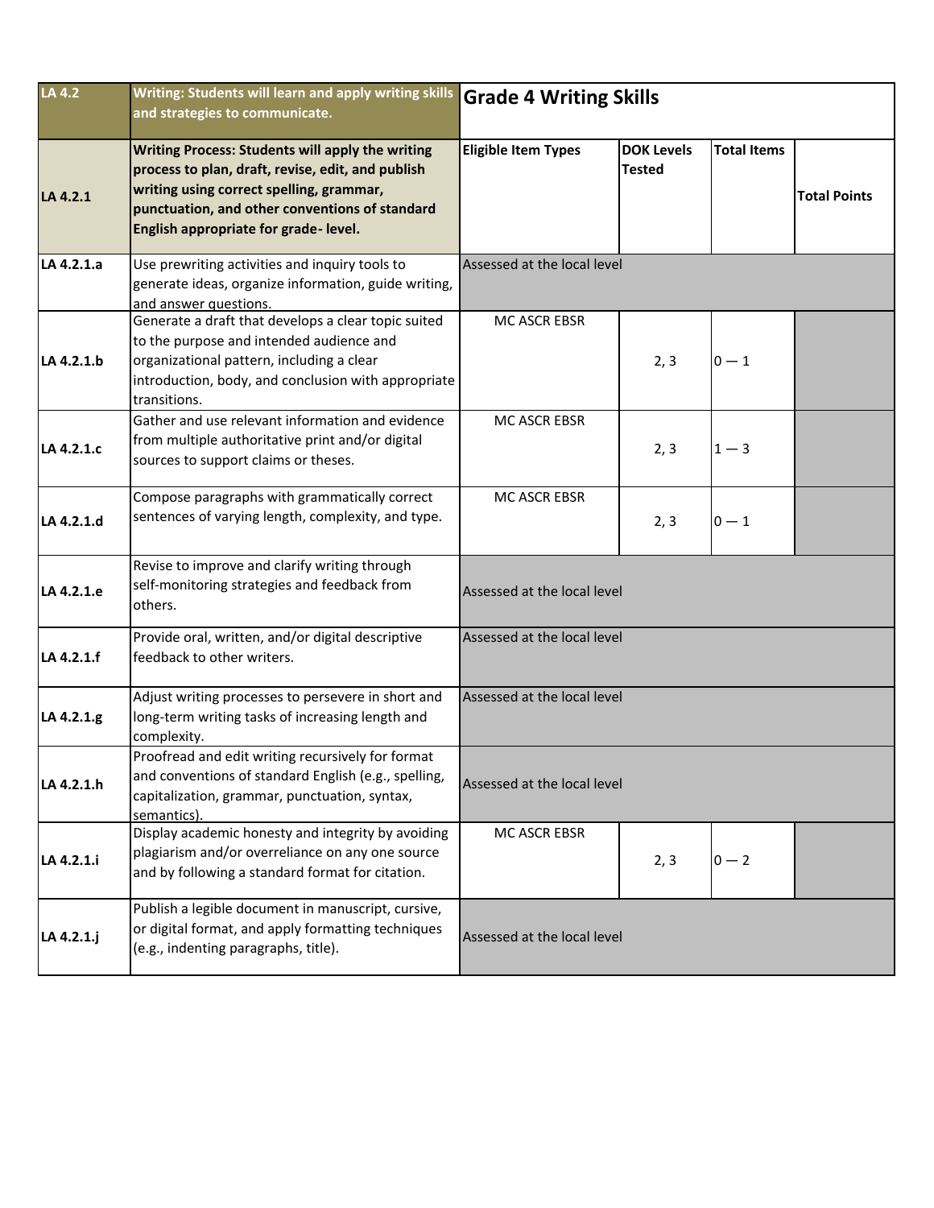| LA 4.2 | **Writing: Students will learn and apply writing skills and strategies to communicate.** | **Grade 4 Writing Skills** | | | |
|---|---|---|---|---|---|
| LA 4.2.1 | **Writing Process: Students will apply the writing process to plan, draft, revise, edit, and publish writing using correct spelling, grammar, punctuation, and other conventions of standard English appropriate for grade- level.** | **Eligible Item Types** | **DOK Levels Tested** | **Total Items** | **Total Points** |
| **LA 4.2.1.a** | Use prewriting activities and inquiry tools to generate ideas, organize information, guide writing, and answer questions. | Assessed at the local level | | | |
| **LA 4.2.1.b** | Generate a draft that develops a clear topic suited to the purpose and intended audience and organizational pattern, including a clear introduction, body, and conclusion with appropriate transitions. | MC ASCR EBSR | 2, 3 | 0 — 1 | |
| **LA 4.2.1.c** | Gather and use relevant information and evidence from multiple authoritative print and/or digital sources to support claims or theses. | MC ASCR EBSR | 2, 3 | 1 — 3 | |
| **LA 4.2.1.d** | Compose paragraphs with grammatically correct sentences of varying length, complexity, and type. | MC ASCR EBSR | 2, 3 | 0 — 1 | |
| **LA 4.2.1.e** | Revise to improve and clarify writing through self-monitoring strategies and feedback from others. | Assessed at the local level | | | |
| **LA 4.2.1.f** | Provide oral, written, and/or digital descriptive feedback to other writers. | Assessed at the local level | | | |
| **LA 4.2.1.g** | Adjust writing processes to persevere in short and long-term writing tasks of increasing length and complexity. | Assessed at the local level | | | |
| **LA 4.2.1.h** | Proofread and edit writing recursively for format and conventions of standard English (e.g., spelling, capitalization, grammar, punctuation, syntax, semantics). | Assessed at the local level | | | |
| **LA 4.2.1.i** | Display academic honesty and integrity by avoiding plagiarism and/or overreliance on any one source and by following a standard format for citation. | MC ASCR EBSR | 2, 3 | 0 — 2 | |
| **LA 4.2.1.j** | Publish a legible document in manuscript, cursive, or digital format, and apply formatting techniques (e.g., indenting paragraphs, title). | Assessed at the local level | | | |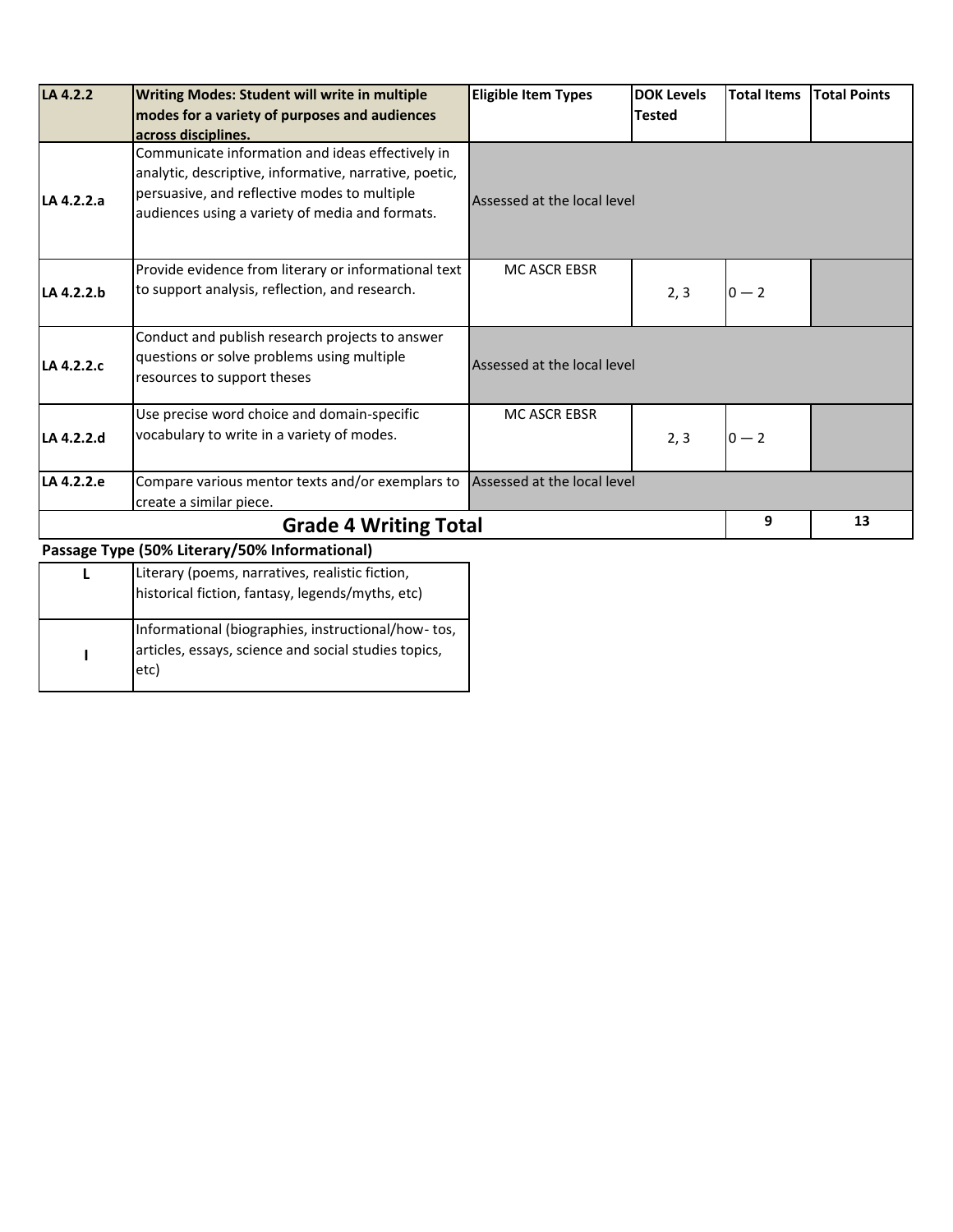| LA 4.2.2 | **Writing Modes: Student will write in multiple modes for a variety of purposes and audiences across disciplines.** | **Eligible Item Types** | **DOK Levels Tested** | **Total Items** | **Total Points** |
|---|---|---|---|---|---|
| **LA 4.2.2.a** | Communicate information and ideas effectively in analytic, descriptive, informative, narrative, poetic, persuasive, and reflective modes to multiple audiences using a variety of media and formats. | Assessed at the local level | | | |
| **LA 4.2.2.b** | Provide evidence from literary or informational text to support analysis, reflection, and research. | MC ASCR EBSR | 2, 3 | 0 — 2 | |
| **LA 4.2.2.c** | Conduct and publish research projects to answer questions or solve problems using multiple resources to support theses | Assessed at the local level | | | |
| **LA 4.2.2.d** | Use precise word choice and domain-specific vocabulary to write in a variety of modes. | MC ASCR EBSR | 2, 3 | 0 — 2 | |
| **LA 4.2.2.e** | Compare various mentor texts and/or exemplars to create a similar piece. | Assessed at the local level | | | |
| **Grade 4 Writing Total** | | | | **9** | **13** |

**Passage Type (50% Literary/50% Informational)**

| | |
|---|---|
| **L** | Literary (poems, narratives, realistic fiction, historical fiction, fantasy, legends/myths, etc) |
| **I** | Informational (biographies, instructional/how- tos, articles, essays, science and social studies topics, etc) |